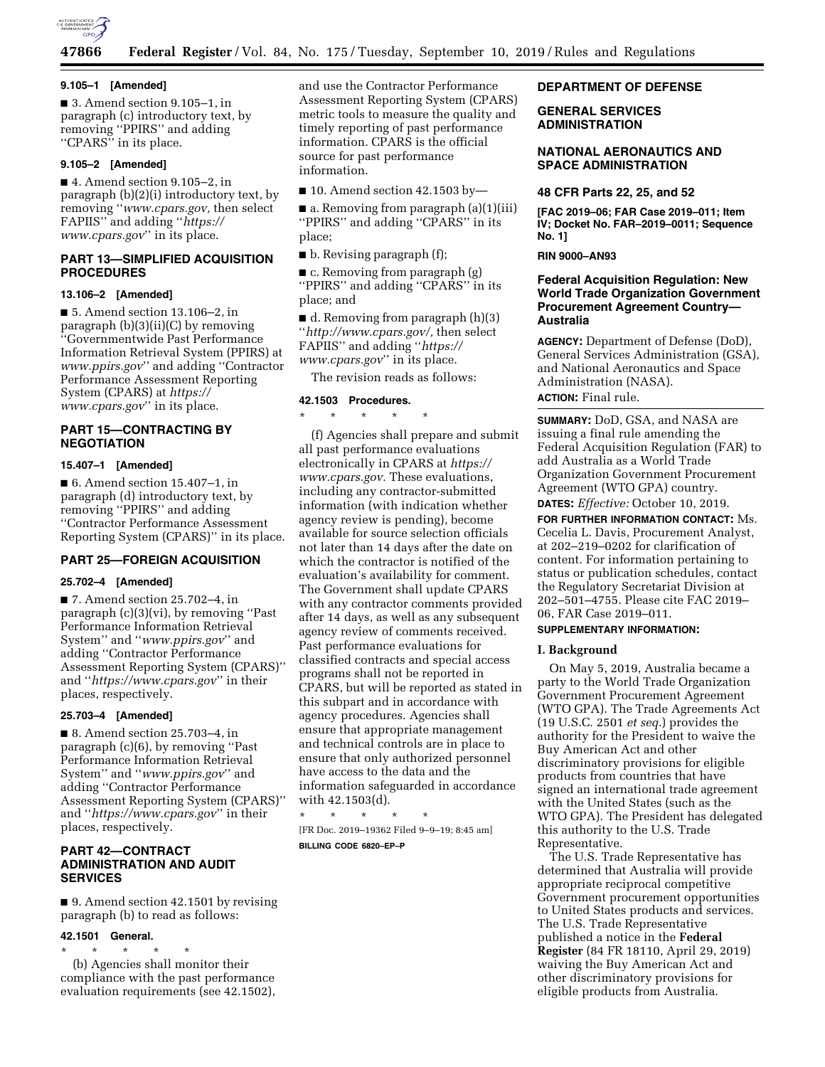**9.105–1 [Amended]**

■ 3. Amend section 9.105–1, in paragraph (c) introductory text, by removing ''PPIRS'' and adding ''CPARS'' in its place.

**9.105–2 [Amended]**

■ 4. Amend section 9.105–2, in paragraph (b)(2)(i) introductory text, by removing ''*www.cpars.gov,* then select FAPIIS'' and adding ''*https://www.cpars.gov*'' in its place.

## PART 13—SIMPLIFIED ACQUISITION PROCEDURES

**13.106–2 [Amended]**

■ 5. Amend section 13.106–2, in paragraph (b)(3)(ii)(C) by removing ''Governmentwide Past Performance Information Retrieval System (PPIRS) at *www.ppirs.gov*'' and adding ''Contractor Performance Assessment Reporting System (CPARS) at *https://www.cpars.gov*'' in its place.

## PART 15—CONTRACTING BY NEGOTIATION

**15.407–1 [Amended]**

■ 6. Amend section 15.407–1, in paragraph (d) introductory text, by removing ''PPIRS'' and adding ''Contractor Performance Assessment Reporting System (CPARS)'' in its place.

## PART 25—FOREIGN ACQUISITION

**25.702–4 [Amended]**

■ 7. Amend section 25.702–4, in paragraph (c)(3)(vi), by removing ''Past Performance Information Retrieval System'' and ''*www.ppirs.gov*'' and adding ''Contractor Performance Assessment Reporting System (CPARS)'' and ''*https://www.cpars.gov*'' in their places, respectively.

**25.703–4 [Amended]**

■ 8. Amend section 25.703–4, in paragraph (c)(6), by removing ''Past Performance Information Retrieval System'' and ''*www.ppirs.gov*'' and adding ''Contractor Performance Assessment Reporting System (CPARS)'' and ''*https://www.cpars.gov*'' in their places, respectively.

## PART 42—CONTRACT ADMINISTRATION AND AUDIT SERVICES

■ 9. Amend section 42.1501 by revising paragraph (b) to read as follows:

**42.1501 General.**

\* \* \* \* \*

(b) Agencies shall monitor their compliance with the past performance evaluation requirements (see 42.1502), and use the Contractor Performance Assessment Reporting System (CPARS) metric tools to measure the quality and timely reporting of past performance information. CPARS is the official source for past performance information.

■ 10. Amend section 42.1503 by—

■ a. Removing from paragraph (a)(1)(iii) ''PPIRS'' and adding ''CPARS'' in its place;

■ b. Revising paragraph (f);

■ c. Removing from paragraph (g) ''PPIRS'' and adding ''CPARS'' in its place; and

■ d. Removing from paragraph (h)(3) ''*http://www.cpars.gov/,* then select FAPIIS'' and adding ''*https://www.cpars.gov*'' in its place.

The revision reads as follows:

**42.1503 Procedures.**

\* \* \* \* \*

(f) Agencies shall prepare and submit all past performance evaluations electronically in CPARS at *https://www.cpars.gov.* These evaluations, including any contractor-submitted information (with indication whether agency review is pending), become available for source selection officials not later than 14 days after the date on which the contractor is notified of the evaluation's availability for comment. The Government shall update CPARS with any contractor comments provided after 14 days, as well as any subsequent agency review of comments received. Past performance evaluations for classified contracts and special access programs shall not be reported in CPARS, but will be reported as stated in this subpart and in accordance with agency procedures. Agencies shall ensure that appropriate management and technical controls are in place to ensure that only authorized personnel have access to the data and the information safeguarded in accordance with 42.1503(d).

\* \* \* \* \*

[FR Doc. 2019–19362 Filed 9–9–19; 8:45 am]

**BILLING CODE 6820–EP–P**

## DEPARTMENT OF DEFENSE

## GENERAL SERVICES ADMINISTRATION

## NATIONAL AERONAUTICS AND SPACE ADMINISTRATION

## 48 CFR Parts 22, 25, and 52

**[FAC 2019–06; FAR Case 2019–011; Item IV; Docket No. FAR–2019–0011; Sequence No. 1]**

**RIN 9000–AN93**

## Federal Acquisition Regulation: New World Trade Organization Government Procurement Agreement Country—Australia

**AGENCY:** Department of Defense (DoD), General Services Administration (GSA), and National Aeronautics and Space Administration (NASA).

**ACTION:** Final rule.

**SUMMARY:** DoD, GSA, and NASA are issuing a final rule amending the Federal Acquisition Regulation (FAR) to add Australia as a World Trade Organization Government Procurement Agreement (WTO GPA) country.

**DATES:** *Effective:* October 10, 2019.

**FOR FURTHER INFORMATION CONTACT:** Ms. Cecelia L. Davis, Procurement Analyst, at 202–219–0202 for clarification of content. For information pertaining to status or publication schedules, contact the Regulatory Secretariat Division at 202–501–4755. Please cite FAC 2019–06, FAR Case 2019–011.

**SUPPLEMENTARY INFORMATION:**

### I. Background

On May 5, 2019, Australia became a party to the World Trade Organization Government Procurement Agreement (WTO GPA). The Trade Agreements Act (19 U.S.C. 2501 *et seq.*) provides the authority for the President to waive the Buy American Act and other discriminatory provisions for eligible products from countries that have signed an international trade agreement with the United States (such as the WTO GPA). The President has delegated this authority to the U.S. Trade Representative.

The U.S. Trade Representative has determined that Australia will provide appropriate reciprocal competitive Government procurement opportunities to United States products and services. The U.S. Trade Representative published a notice in the **Federal Register** (84 FR 18110, April 29, 2019) waiving the Buy American Act and other discriminatory provisions for eligible products from Australia.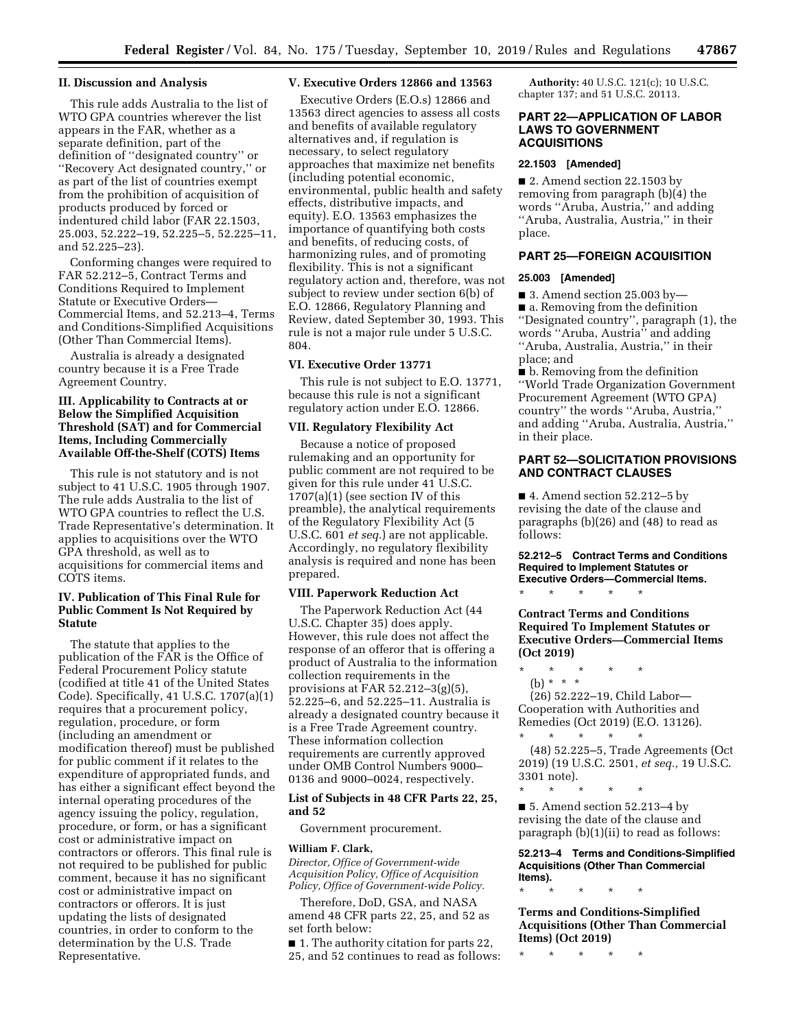## II. Discussion and Analysis

This rule adds Australia to the list of WTO GPA countries wherever the list appears in the FAR, whether as a separate definition, part of the definition of ''designated country'' or ''Recovery Act designated country,'' or as part of the list of countries exempt from the prohibition of acquisition of products produced by forced or indentured child labor (FAR 22.1503, 25.003, 52.222–19, 52.225–5, 52.225–11, and 52.225–23).

Conforming changes were required to FAR 52.212–5, Contract Terms and Conditions Required to Implement Statute or Executive Orders—Commercial Items, and 52.213–4, Terms and Conditions-Simplified Acquisitions (Other Than Commercial Items).

Australia is already a designated country because it is a Free Trade Agreement Country.

## III. Applicability to Contracts at or Below the Simplified Acquisition Threshold (SAT) and for Commercial Items, Including Commercially Available Off-the-Shelf (COTS) Items

This rule is not statutory and is not subject to 41 U.S.C. 1905 through 1907. The rule adds Australia to the list of WTO GPA countries to reflect the U.S. Trade Representative's determination. It applies to acquisitions over the WTO GPA threshold, as well as to acquisitions for commercial items and COTS items.

## IV. Publication of This Final Rule for Public Comment Is Not Required by Statute

The statute that applies to the publication of the FAR is the Office of Federal Procurement Policy statute (codified at title 41 of the United States Code). Specifically, 41 U.S.C. 1707(a)(1) requires that a procurement policy, regulation, procedure, or form (including an amendment or modification thereof) must be published for public comment if it relates to the expenditure of appropriated funds, and has either a significant effect beyond the internal operating procedures of the agency issuing the policy, regulation, procedure, or form, or has a significant cost or administrative impact on contractors or offerors. This final rule is not required to be published for public comment, because it has no significant cost or administrative impact on contractors or offerors. It is just updating the lists of designated countries, in order to conform to the determination by the U.S. Trade Representative.

## V. Executive Orders 12866 and 13563

Executive Orders (E.O.s) 12866 and 13563 direct agencies to assess all costs and benefits of available regulatory alternatives and, if regulation is necessary, to select regulatory approaches that maximize net benefits (including potential economic, environmental, public health and safety effects, distributive impacts, and equity). E.O. 13563 emphasizes the importance of quantifying both costs and benefits, of reducing costs, of harmonizing rules, and of promoting flexibility. This is not a significant regulatory action and, therefore, was not subject to review under section 6(b) of E.O. 12866, Regulatory Planning and Review, dated September 30, 1993. This rule is not a major rule under 5 U.S.C. 804.

## VI. Executive Order 13771

This rule is not subject to E.O. 13771, because this rule is not a significant regulatory action under E.O. 12866.

## VII. Regulatory Flexibility Act

Because a notice of proposed rulemaking and an opportunity for public comment are not required to be given for this rule under 41 U.S.C. 1707(a)(1) (see section IV of this preamble), the analytical requirements of the Regulatory Flexibility Act (5 U.S.C. 601 *et seq.*) are not applicable. Accordingly, no regulatory flexibility analysis is required and none has been prepared.

## VIII. Paperwork Reduction Act

The Paperwork Reduction Act (44 U.S.C. Chapter 35) does apply. However, this rule does not affect the response of an offeror that is offering a product of Australia to the information collection requirements in the provisions at FAR 52.212–3(g)(5), 52.225–6, and 52.225–11. Australia is already a designated country because it is a Free Trade Agreement country. These information collection requirements are currently approved under OMB Control Numbers 9000–0136 and 9000–0024, respectively.

### List of Subjects in 48 CFR Parts 22, 25, and 52

Government procurement.

**William F. Clark,**

*Director, Office of Government-wide Acquisition Policy, Office of Acquisition Policy, Office of Government-wide Policy.*

Therefore, DoD, GSA, and NASA amend 48 CFR parts 22, 25, and 52 as set forth below:

■ 1. The authority citation for parts 22, 25, and 52 continues to read as follows:

**Authority:** 40 U.S.C. 121(c); 10 U.S.C. chapter 137; and 51 U.S.C. 20113.

## PART 22—APPLICATION OF LABOR LAWS TO GOVERNMENT ACQUISITIONS

### 22.1503 [Amended]

■ 2. Amend section 22.1503 by removing from paragraph (b)(4) the words ''Aruba, Austria,'' and adding ''Aruba, Australia, Austria,'' in their place.

## PART 25—FOREIGN ACQUISITION

### 25.003 [Amended]

■ 3. Amend section 25.003 by—

■ a. Removing from the definition ''Designated country'', paragraph (1), the words ''Aruba, Austria'' and adding ''Aruba, Australia, Austria,'' in their place; and

■ b. Removing from the definition ''World Trade Organization Government Procurement Agreement (WTO GPA) country'' the words ''Aruba, Austria,'' and adding ''Aruba, Australia, Austria,'' in their place.

## PART 52—SOLICITATION PROVISIONS AND CONTRACT CLAUSES

■ 4. Amend section 52.212–5 by revising the date of the clause and paragraphs (b)(26) and (48) to read as follows:

### 52.212–5 Contract Terms and Conditions Required to Implement Statutes or Executive Orders—Commercial Items.

\* \* \* \* \*

**Contract Terms and Conditions Required To Implement Statutes or Executive Orders—Commercial Items (Oct 2019)**

\* \* \* \* \*

(b) \* \* \*

(26) 52.222–19, Child Labor—Cooperation with Authorities and Remedies (Oct 2019) (E.O. 13126).

\* \* \* \* \*

(48) 52.225–5, Trade Agreements (Oct 2019) (19 U.S.C. 2501, *et seq.,* 19 U.S.C. 3301 note).

\* \* \* \* \*

■ 5. Amend section 52.213–4 by revising the date of the clause and paragraph (b)(1)(ii) to read as follows:

### 52.213–4 Terms and Conditions-Simplified Acquisitions (Other Than Commercial Items).

\* \* \* \* \*

**Terms and Conditions-Simplified Acquisitions (Other Than Commercial Items) (Oct 2019)**

\* \* \* \* \*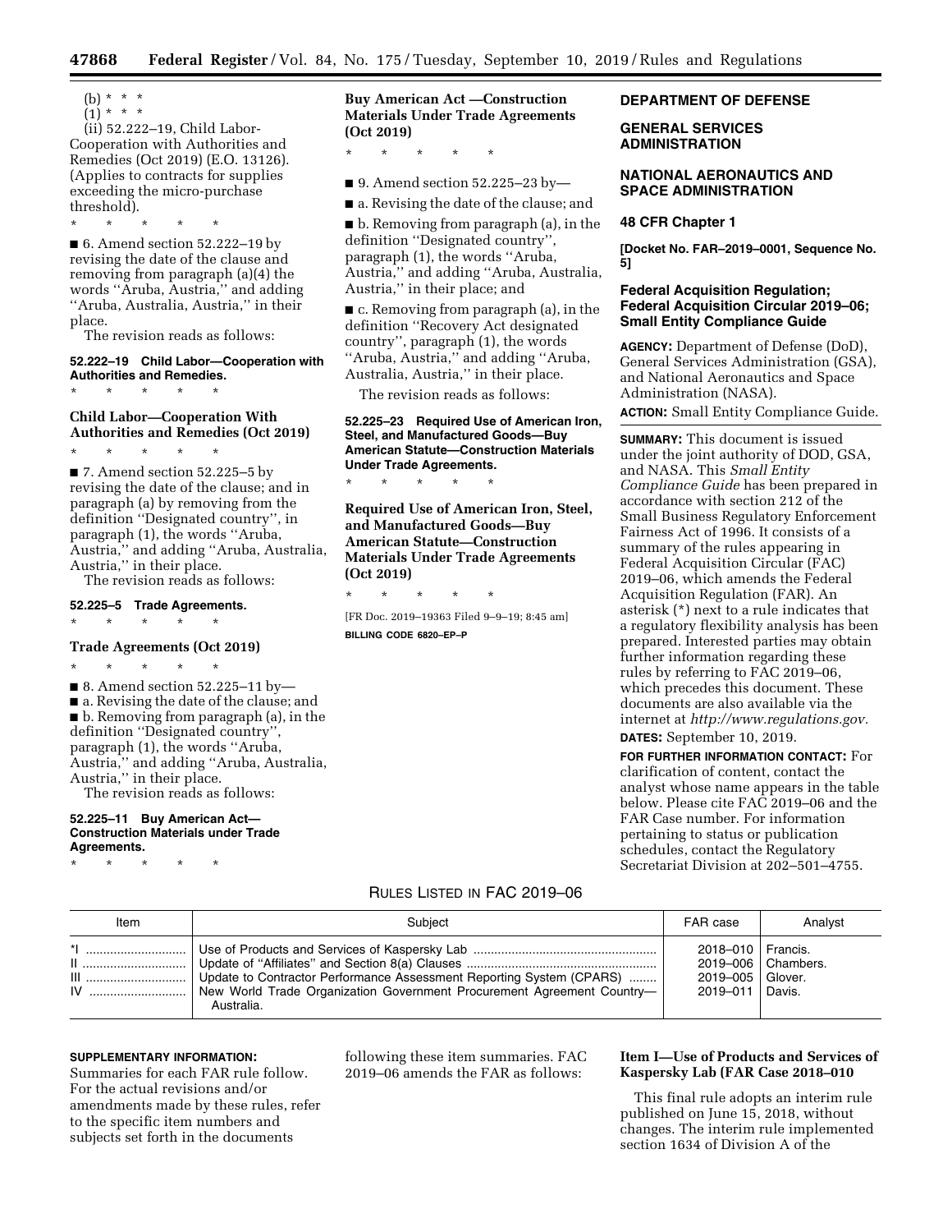(b) * * *

(1) * * *

(ii) 52.222–19, Child Labor-Cooperation with Authorities and Remedies (Oct 2019) (E.O. 13126). (Applies to contracts for supplies exceeding the micro-purchase threshold).

\* \* \* \* \*

■ 6. Amend section 52.222–19 by revising the date of the clause and removing from paragraph (a)(4) the words ''Aruba, Austria,'' and adding ''Aruba, Australia, Austria,'' in their place.

The revision reads as follows:

**52.222–19 Child Labor—Cooperation with Authorities and Remedies.**

\* \* \* \* \*

### Child Labor—Cooperation With Authorities and Remedies (Oct 2019)

\* \* \* \* \*

■ 7. Amend section 52.225–5 by revising the date of the clause; and in paragraph (a) by removing from the definition ''Designated country'', in paragraph (1), the words ''Aruba, Austria,'' and adding ''Aruba, Australia, Austria,'' in their place.

The revision reads as follows:

**52.225–5 Trade Agreements.**

\* \* \* \* \*

### Trade Agreements (Oct 2019)

\* \* \* \* \*

■ 8. Amend section 52.225–11 by—

■ a. Revising the date of the clause; and

■ b. Removing from paragraph (a), in the definition ''Designated country'', paragraph (1), the words ''Aruba, Austria,'' and adding ''Aruba, Australia, Austria,'' in their place.

The revision reads as follows:

**52.225–11 Buy American Act—Construction Materials under Trade Agreements.**

\* \* \* \* \*

### Buy American Act —Construction Materials Under Trade Agreements (Oct 2019)

\* \* \* \* \*

■ 9. Amend section 52.225–23 by—

■ a. Revising the date of the clause; and

■ b. Removing from paragraph (a), in the definition ''Designated country'', paragraph (1), the words ''Aruba, Austria,'' and adding ''Aruba, Australia, Austria,'' in their place; and

■ c. Removing from paragraph (a), in the definition ''Recovery Act designated country'', paragraph (1), the words ''Aruba, Austria,'' and adding ''Aruba, Australia, Austria,'' in their place.

The revision reads as follows:

**52.225–23 Required Use of American Iron, Steel, and Manufactured Goods—Buy American Statute—Construction Materials Under Trade Agreements.**

\* \* \* \* \*

### Required Use of American Iron, Steel, and Manufactured Goods—Buy American Statute—Construction Materials Under Trade Agreements (Oct 2019)

\* \* \* \* \*

[FR Doc. 2019–19363 Filed 9–9–19; 8:45 am]

**BILLING CODE 6820–EP–P**

**DEPARTMENT OF DEFENSE**

**GENERAL SERVICES ADMINISTRATION**

**NATIONAL AERONAUTICS AND SPACE ADMINISTRATION**

**48 CFR Chapter 1**

**[Docket No. FAR–2019–0001, Sequence No. 5]**

## Federal Acquisition Regulation; Federal Acquisition Circular 2019–06; Small Entity Compliance Guide

**AGENCY:** Department of Defense (DoD), General Services Administration (GSA), and National Aeronautics and Space Administration (NASA).

**ACTION:** Small Entity Compliance Guide.

**SUMMARY:** This document is issued under the joint authority of DOD, GSA, and NASA. This *Small Entity Compliance Guide* has been prepared in accordance with section 212 of the Small Business Regulatory Enforcement Fairness Act of 1996. It consists of a summary of the rules appearing in Federal Acquisition Circular (FAC) 2019–06, which amends the Federal Acquisition Regulation (FAR). An asterisk (*) next to a rule indicates that a regulatory flexibility analysis has been prepared. Interested parties may obtain further information regarding these rules by referring to FAC 2019–06, which precedes this document. These documents are also available via the internet at *http://www.regulations.gov.*

**DATES:** September 10, 2019.

**FOR FURTHER INFORMATION CONTACT:** For clarification of content, contact the analyst whose name appears in the table below. Please cite FAC 2019–06 and the FAR Case number. For information pertaining to status or publication schedules, contact the Regulatory Secretariat Division at 202–501–4755.

RULES LISTED IN FAC 2019–06

| Item | Subject | FAR case | Analyst |
|---|---|---|---|
| *I | Use of Products and Services of Kaspersky Lab | 2018–010 | Francis. |
| II | Update of "Affiliates" and Section 8(a) Clauses | 2019–006 | Chambers. |
| III | Update to Contractor Performance Assessment Reporting System (CPARS) | 2019–005 | Glover. |
| IV | New World Trade Organization Government Procurement Agreement Country—Australia. | 2019–011 | Davis. |

**SUPPLEMENTARY INFORMATION:**

Summaries for each FAR rule follow. For the actual revisions and/or amendments made by these rules, refer to the specific item numbers and subjects set forth in the documents following these item summaries. FAC 2019–06 amends the FAR as follows:

### Item I—Use of Products and Services of Kaspersky Lab (FAR Case 2018–010

This final rule adopts an interim rule published on June 15, 2018, without changes. The interim rule implemented section 1634 of Division A of the